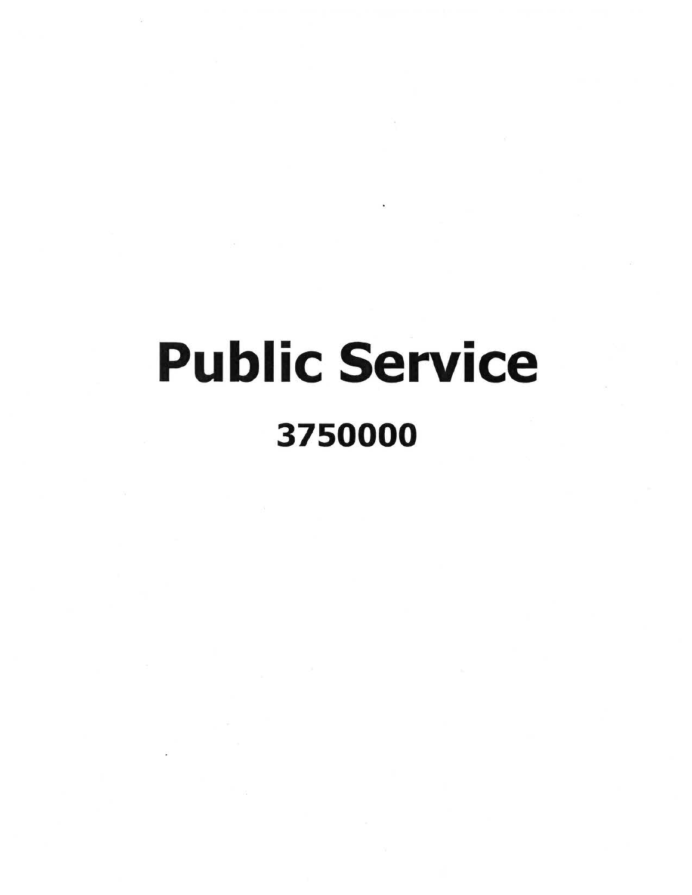# Public Service

## 3750000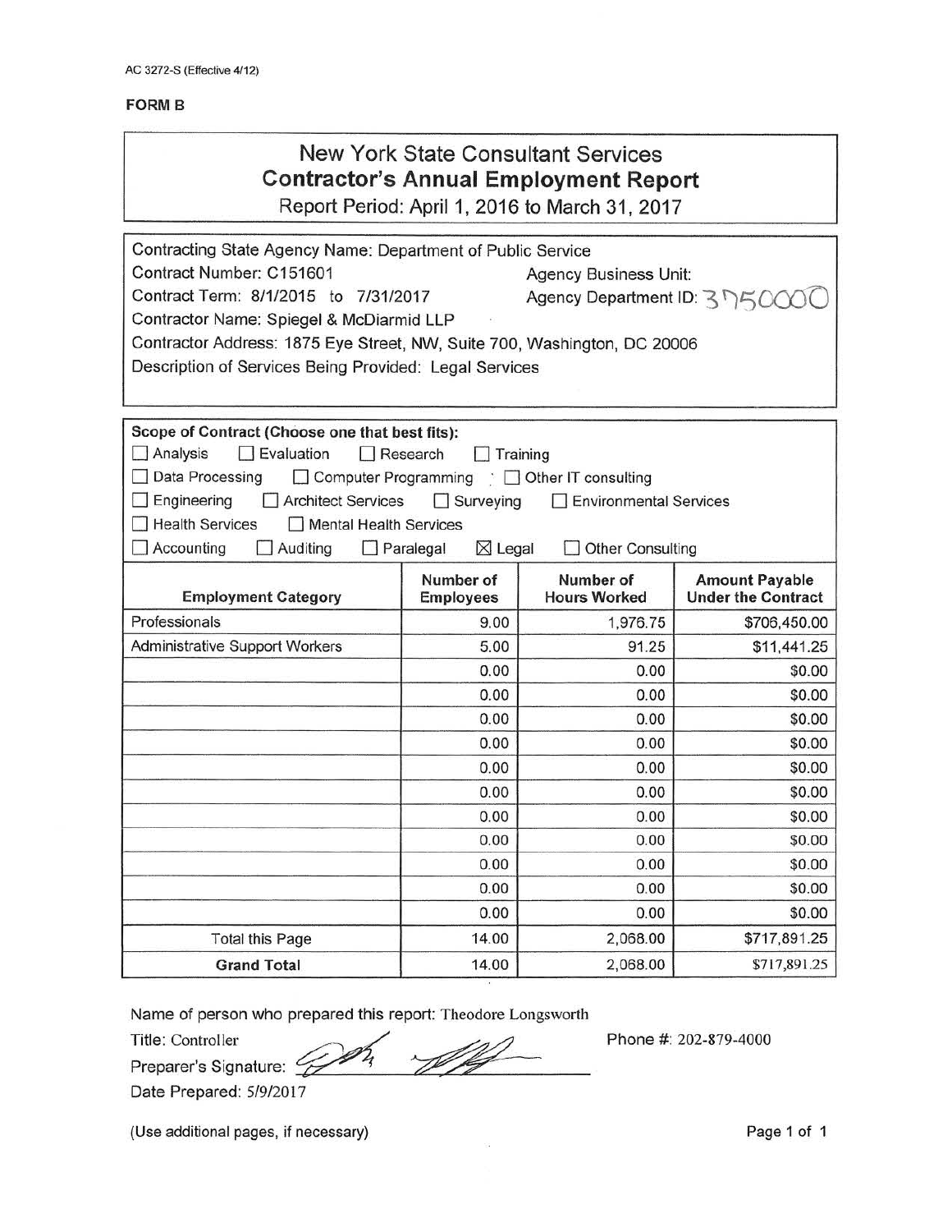AC 3272-S (Effective 4/12)

**FORM B**

# New York State Consultant Services
## Contractor's Annual Employment Report

Report Period: April 1, 2016 to March 31, 2017

Contracting State Agency Name: Department of Public Service
Contract Number: C151601 Agency Business Unit:
Contract Term: 8/1/2015 to 7/31/2017 Agency Department ID: 3750000
Contractor Name: Spiegel & McDiarmid LLP
Contractor Address: 1875 Eye Street, NW, Suite 700, Washington, DC 20006
Description of Services Being Provided: Legal Services

**Scope of Contract (Choose one that best fits):**

☐ Analysis ☐ Evaluation ☐ Research ☐ Training
☐ Data Processing ☐ Computer Programming ☐ Other IT consulting
☐ Engineering ☐ Architect Services ☐ Surveying ☐ Environmental Services
☐ Health Services ☐ Mental Health Services
☐ Accounting ☐ Auditing ☐ Paralegal ☒ Legal ☐ Other Consulting

| Employment Category | Number of Employees | Number of Hours Worked | Amount Payable Under the Contract |
|---|---|---|---|
| Professionals | 9.00 | 1,976.75 | $706,450.00 |
| Administrative Support Workers | 5.00 | 91.25 | $11,441.25 |
| | 0.00 | 0.00 | $0.00 |
| | 0.00 | 0.00 | $0.00 |
| | 0.00 | 0.00 | $0.00 |
| | 0.00 | 0.00 | $0.00 |
| | 0.00 | 0.00 | $0.00 |
| | 0.00 | 0.00 | $0.00 |
| | 0.00 | 0.00 | $0.00 |
| | 0.00 | 0.00 | $0.00 |
| | 0.00 | 0.00 | $0.00 |
| | 0.00 | 0.00 | $0.00 |
| | 0.00 | 0.00 | $0.00 |
| Total this Page | 14.00 | 2,068.00 | $717,891.25 |
| **Grand Total** | 14.00 | 2,068.00 | $717,891.25 |

Name of person who prepared this report: Theodore Longsworth
Title: Controller
Preparer's Signature: [signature]
Phone #: 202-879-4000
Date Prepared: 5/9/2017

(Use additional pages, if necessary)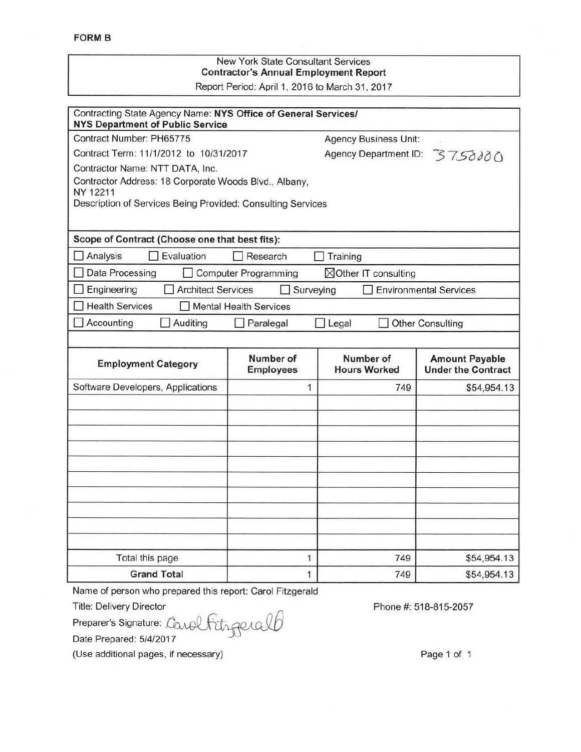**FORM B**

New York State Consultant Services
**Contractor's Annual Employment Report**
Report Period: April 1, 2016 to March 31, 2017

Contracting State Agency Name: **NYS Office of General Services/ NYS Department of Public Service**

Contract Number: PH65775 — Agency Business Unit:

Contract Term: 11/1/2012 to 10/31/2017 — Agency Department ID: 3750000

Contractor Name: NTT DATA, Inc.

Contractor Address: 18 Corporate Woods Blvd., Albany, NY 12211

Description of Services Being Provided: Consulting Services

**Scope of Contract (Choose one that best fits):**

- ☐ Analysis ☐ Evaluation ☐ Research ☐ Training
- ☐ Data Processing ☐ Computer Programming ☒ Other IT consulting
- ☐ Engineering ☐ Architect Services ☐ Surveying ☐ Environmental Services
- ☐ Health Services ☐ Mental Health Services
- ☐ Accounting ☐ Auditing ☐ Paralegal ☐ Legal ☐ Other Consulting

| Employment Category | Number of Employees | Number of Hours Worked | Amount Payable Under the Contract |
|---|---|---|---|
| Software Developers, Applications | 1 | 749 | $54,954.13 |
| | | | |
| | | | |
| | | | |
| | | | |
| | | | |
| | | | |
| | | | |
| | | | |
| | | | |
| | | | |
| Total this page | 1 | 749 | $54,954.13 |
| **Grand Total** | 1 | 749 | $54,954.13 |

Name of person who prepared this report: Carol Fitzgerald

Title: Delivery Director — Phone #: 518-815-2057

Preparer's Signature: Carol Fitzgerald

Date Prepared: 5/4/2017

(Use additional pages, if necessary)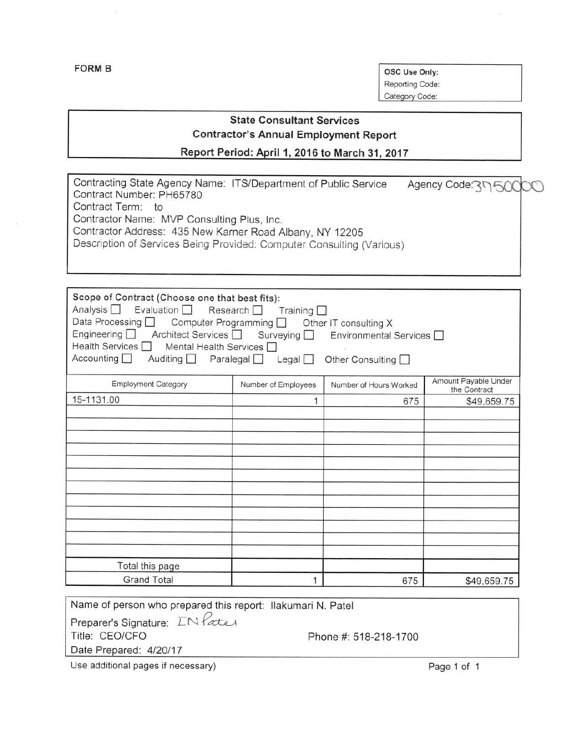FORM B

| OSC Use Only: |
|---|
| Reporting Code: |
| Category Code: |

## State Consultant Services
### Contractor's Annual Employment Report
### Report Period: April 1, 2016 to March 31, 2017

Contracting State Agency Name: ITS/Department of Public Service Agency Code: 3750000
Contract Number: PH65780
Contract Term: to
Contractor Name: MVP Consulting Plus, Inc.
Contractor Address: 435 New Karner Road Albany, NY 12205
Description of Services Being Provided: Computer Consulting (Various)

**Scope of Contract (Choose one that best fits):**
Analysis ☐ Evaluation ☐ Research ☐ Training ☐
Data Processing ☐ Computer Programming ☐ Other IT consulting X
Engineering ☐ Architect Services ☐ Surveying ☐ Environmental Services ☐
Health Services ☐ Mental Health Services ☐
Accounting ☐ Auditing ☐ Paralegal ☐ Legal ☐ Other Consulting ☐

| Employment Category | Number of Employees | Number of Hours Worked | Amount Payable Under the Contract |
|---|---|---|---|
| 15-1131.00 | 1 | 675 | $49,659.75 |
| | | | |
| | | | |
| | | | |
| | | | |
| | | | |
| | | | |
| | | | |
| | | | |
| | | | |
| | | | |
| | | | |
| | | | |
| Total this page | | | |
| Grand Total | 1 | 675 | $49,659.75 |

Name of person who prepared this report: Ilakumari N. Patel
Preparer's Signature: IN Patel
Title: CEO/CFO Phone #: 518-218-1700
Date Prepared: 4/20/17

Use additional pages if necessary)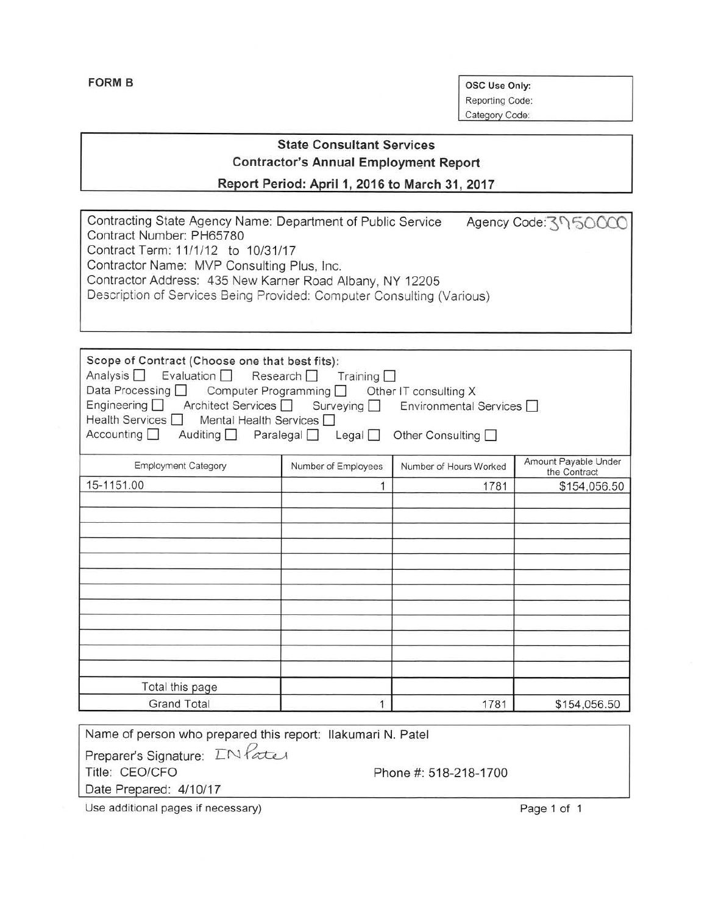**FORM B**

OSC Use Only:
Reporting Code:
Category Code:

## State Consultant Services
## Contractor's Annual Employment Report
## Report Period: April 1, 2016 to March 31, 2017

Contracting State Agency Name: Department of Public Service Agency Code: 3950000
Contract Number: PH65780
Contract Term: 11/1/12 to 10/31/17
Contractor Name: MVP Consulting Plus, Inc.
Contractor Address: 435 New Karner Road Albany, NY 12205
Description of Services Being Provided: Computer Consulting (Various)

**Scope of Contract (Choose one that best fits):**
Analysis ☐ Evaluation ☐ Research ☐ Training ☐
Data Processing ☐ Computer Programming ☐ Other IT consulting X
Engineering ☐ Architect Services ☐ Surveying ☐ Environmental Services ☐
Health Services ☐ Mental Health Services ☐
Accounting ☐ Auditing ☐ Paralegal ☐ Legal ☐ Other Consulting ☐

| Employment Category | Number of Employees | Number of Hours Worked | Amount Payable Under the Contract |
|---|---|---|---|
| 15-1151.00 | 1 | 1781 | $154,056.50 |
| | | | |
| | | | |
| | | | |
| | | | |
| | | | |
| | | | |
| | | | |
| | | | |
| | | | |
| | | | |
| | | | |
| | | | |
| Total this page | | | |
| Grand Total | 1 | 1781 | $154,056.50 |

Name of person who prepared this report: Ilakumari N. Patel
Preparer's Signature: IN Patel
Title: CEO/CFO Phone #: 518-218-1700
Date Prepared: 4/10/17

Use additional pages if necessary)